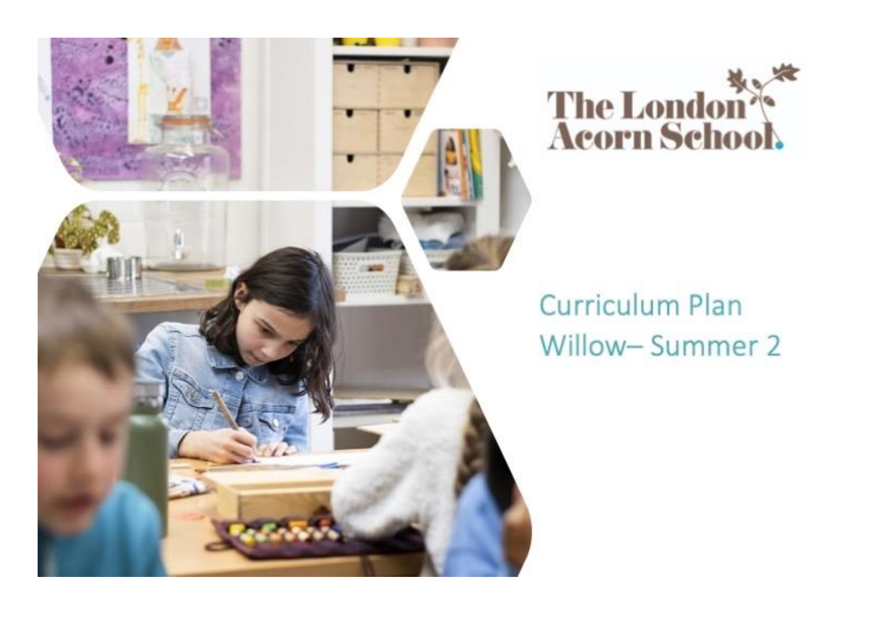The London Acorn School

Curriculum Plan
Willow– Summer 2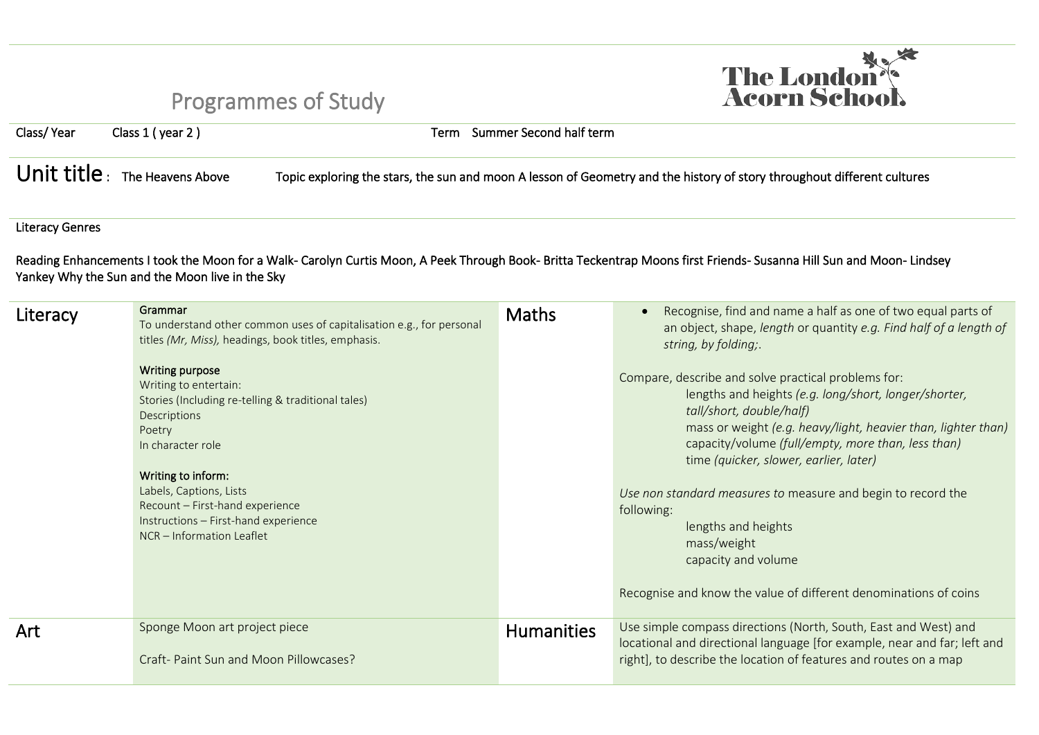# Programmes of Study

The London Acorn School

Class/ Year Class 1 ( year 2 ) Term Summer Second half term

## Unit title : The Heavens Above

Topic exploring the stars, the sun and moon A lesson of Geometry and the history of story throughout different cultures

Literacy Genres

Reading Enhancements I took the Moon for a Walk- Carolyn Curtis Moon, A Peek Through Book- Britta Teckentrap Moons first Friends- Susanna Hill Sun and Moon- Lindsey Yankey Why the Sun and the Moon live in the Sky

| | | | |
|---|---|---|---|
| **Literacy** | **Grammar**<br>To understand other common uses of capitalisation e.g., for personal titles *(Mr, Miss),* headings, book titles, emphasis.<br><br>**Writing purpose**<br>Writing to entertain:<br>Stories (Including re-telling & traditional tales)<br>Descriptions<br>Poetry<br>In character role<br><br>**Writing to inform:**<br>Labels, Captions, Lists<br>Recount – First-hand experience<br>Instructions – First-hand experience<br>NCR – Information Leaflet | **Maths** | • Recognise, find and name a half as one of two equal parts of an object, shape, *length* or quantity *e.g. Find half of a length of string, by folding;*.<br><br>Compare, describe and solve practical problems for:<br>lengths and heights *(e.g. long/short, longer/shorter, tall/short, double/half)*<br>mass or weight *(e.g. heavy/light, heavier than, lighter than)*<br>capacity/volume *(full/empty, more than, less than)*<br>time *(quicker, slower, earlier, later)*<br><br>*Use non standard measures to* measure and begin to record the following:<br>lengths and heights<br>mass/weight<br>capacity and volume<br><br>Recognise and know the value of different denominations of coins |
| **Art** | Sponge Moon art project piece<br><br>Craft- Paint Sun and Moon Pillowcases? | **Humanities** | Use simple compass directions (North, South, East and West) and locational and directional language [for example, near and far; left and right], to describe the location of features and routes on a map |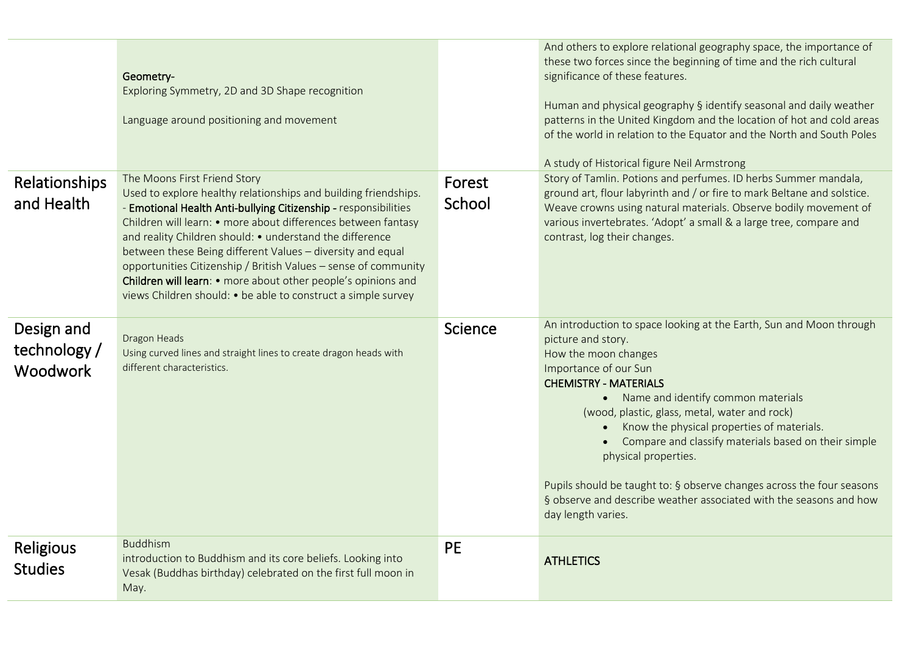| | | | |
|---|---|---|---|
| | **Geometry-**<br>Exploring Symmetry, 2D and 3D Shape recognition<br><br>Language around positioning and movement | | And others to explore relational geography space, the importance of these two forces since the beginning of time and the rich cultural significance of these features.<br><br>Human and physical geography § identify seasonal and daily weather patterns in the United Kingdom and the location of hot and cold areas of the world in relation to the Equator and the North and South Poles<br><br>A study of Historical figure Neil Armstrong |
| Relationships and Health | The Moons First Friend Story<br>Used to explore healthy relationships and building friendships.<br>- **Emotional Health Anti-bullying Citizenship -** responsibilities Children will learn: • more about differences between fantasy and reality Children should: • understand the difference between these Being different Values – diversity and equal opportunities Citizenship / British Values – sense of community **Children will learn**: • more about other people's opinions and views Children should: • be able to construct a simple survey | Forest School | Story of Tamlin. Potions and perfumes. ID herbs Summer mandala, ground art, flour labyrinth and / or fire to mark Beltane and solstice. Weave crowns using natural materials. Observe bodily movement of various invertebrates. 'Adopt' a small & a large tree, compare and contrast, log their changes. |
| Design and technology / Woodwork | Dragon Heads<br>Using curved lines and straight lines to create dragon heads with different characteristics. | Science | An introduction to space looking at the Earth, Sun and Moon through picture and story.<br>How the moon changes<br>Importance of our Sun<br>**CHEMISTRY - MATERIALS**<br>• Name and identify common materials (wood, plastic, glass, metal, water and rock)<br>• Know the physical properties of materials.<br>• Compare and classify materials based on their simple physical properties.<br><br>Pupils should be taught to: § observe changes across the four seasons § observe and describe weather associated with the seasons and how day length varies. |
| Religious Studies | Buddhism<br>introduction to Buddhism and its core beliefs. Looking into Vesak (Buddhas birthday) celebrated on the first full moon in May. | PE | **ATHLETICS** |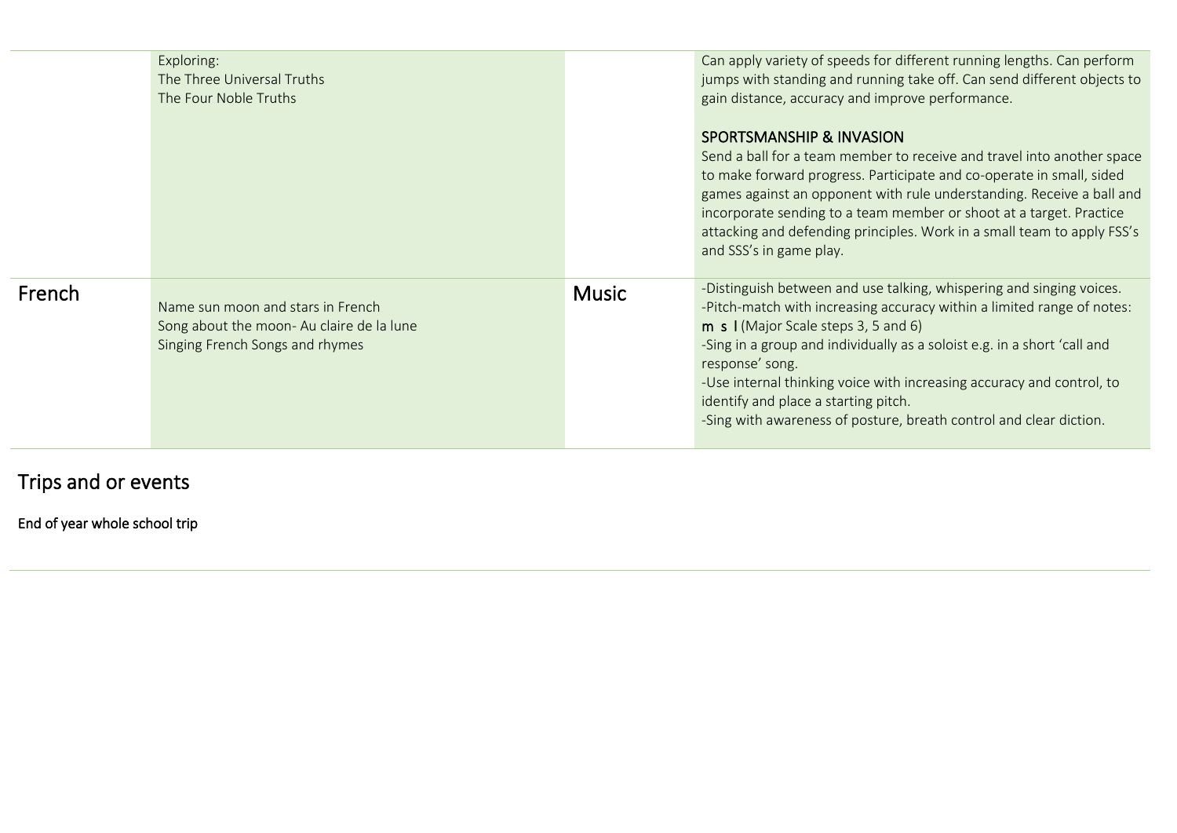| | | | |
|---|---|---|---|
| | Exploring:<br>The Three Universal Truths<br>The Four Noble Truths | | Can apply variety of speeds for different running lengths. Can perform jumps with standing and running take off. Can send different objects to gain distance, accuracy and improve performance.<br><br>SPORTSMANSHIP & INVASION<br>Send a ball for a team member to receive and travel into another space to make forward progress. Participate and co-operate in small, sided games against an opponent with rule understanding. Receive a ball and incorporate sending to a team member or shoot at a target. Practice attacking and defending principles. Work in a small team to apply FSS's and SSS's in game play. |
| French | Name sun moon and stars in French<br>Song about the moon- Au claire de la lune<br>Singing French Songs and rhymes | Music | -Distinguish between and use talking, whispering and singing voices.<br>-Pitch-match with increasing accuracy within a limited range of notes: **m s l** (Major Scale steps 3, 5 and 6)<br>-Sing in a group and individually as a soloist e.g. in a short 'call and response' song.<br>-Use internal thinking voice with increasing accuracy and control, to identify and place a starting pitch.<br>-Sing with awareness of posture, breath control and clear diction. |

## Trips and or events

**End of year whole school trip**